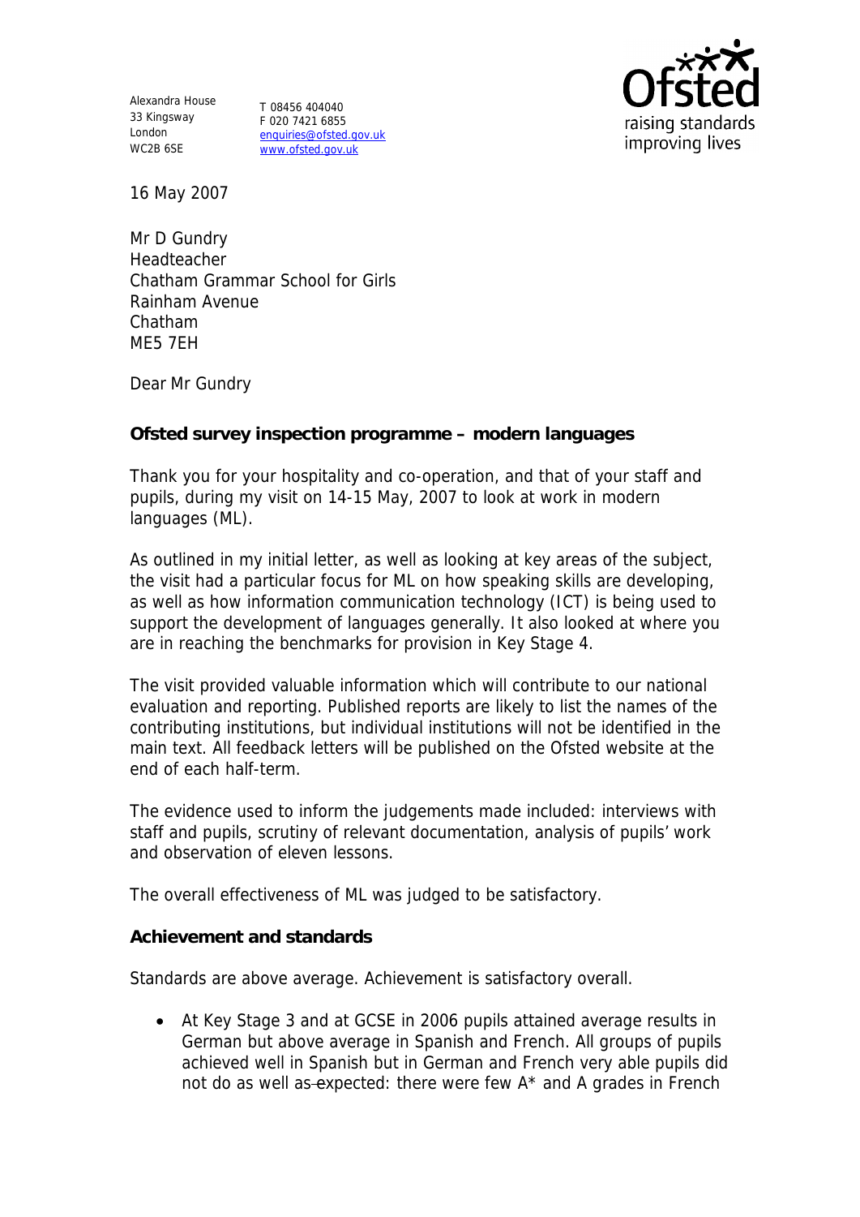Alexandra House
33 Kingsway
London
WC2B 6SE

T 08456 404040
F 020 7421 6855
enquiries@ofsted.gov.uk
www.ofsted.gov.uk

16 May 2007

Mr D Gundry
Headteacher
Chatham Grammar School for Girls
Rainham Avenue
Chatham
ME5 7EH

Dear Mr Gundry

**Ofsted survey inspection programme – modern languages**

Thank you for your hospitality and co-operation, and that of your staff and pupils, during my visit on 14-15 May, 2007 to look at work in modern languages (ML).

As outlined in my initial letter, as well as looking at key areas of the subject, the visit had a particular focus for ML on how speaking skills are developing, as well as how information communication technology (ICT) is being used to support the development of languages generally. It also looked at where you are in reaching the benchmarks for provision in Key Stage 4.

The visit provided valuable information which will contribute to our national evaluation and reporting. Published reports are likely to list the names of the contributing institutions, but individual institutions will not be identified in the main text. All feedback letters will be published on the Ofsted website at the end of each half-term.

The evidence used to inform the judgements made included: interviews with staff and pupils, scrutiny of relevant documentation, analysis of pupils' work and observation of eleven lessons.

The overall effectiveness of ML was judged to be satisfactory.

**Achievement and standards**

Standards are above average. Achievement is satisfactory overall.

- At Key Stage 3 and at GCSE in 2006 pupils attained average results in German but above average in Spanish and French. All groups of pupils achieved well in Spanish but in German and French very able pupils did not do as well as expected: there were few A* and A grades in French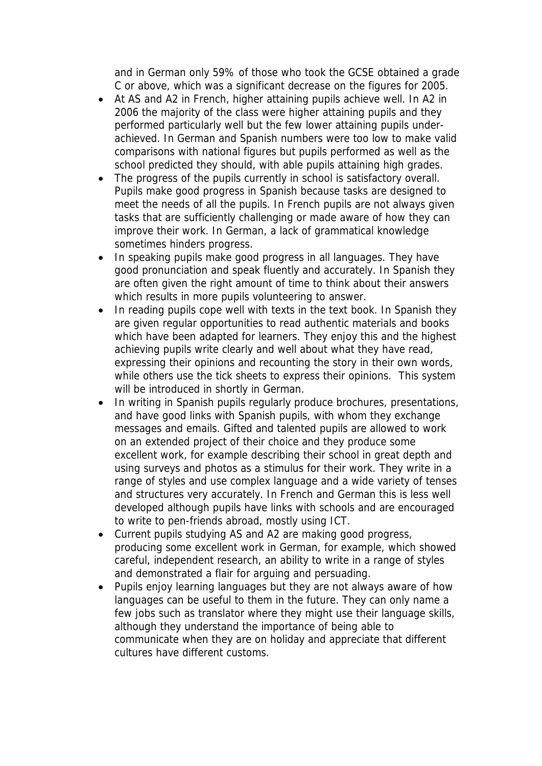and in German only 59% of those who took the GCSE obtained a grade C or above, which was a significant decrease on the figures for 2005.

- At AS and A2 in French, higher attaining pupils achieve well. In A2 in 2006 the majority of the class were higher attaining pupils and they performed particularly well but the few lower attaining pupils under-achieved. In German and Spanish numbers were too low to make valid comparisons with national figures but pupils performed as well as the school predicted they should, with able pupils attaining high grades.
- The progress of the pupils currently in school is satisfactory overall. Pupils make good progress in Spanish because tasks are designed to meet the needs of all the pupils. In French pupils are not always given tasks that are sufficiently challenging or made aware of how they can improve their work. In German, a lack of grammatical knowledge sometimes hinders progress.
- In speaking pupils make good progress in all languages. They have good pronunciation and speak fluently and accurately. In Spanish they are often given the right amount of time to think about their answers which results in more pupils volunteering to answer.
- In reading pupils cope well with texts in the text book. In Spanish they are given regular opportunities to read authentic materials and books which have been adapted for learners. They enjoy this and the highest achieving pupils write clearly and well about what they have read, expressing their opinions and recounting the story in their own words, while others use the tick sheets to express their opinions. This system will be introduced in shortly in German.
- In writing in Spanish pupils regularly produce brochures, presentations, and have good links with Spanish pupils, with whom they exchange messages and emails. Gifted and talented pupils are allowed to work on an extended project of their choice and they produce some excellent work, for example describing their school in great depth and using surveys and photos as a stimulus for their work. They write in a range of styles and use complex language and a wide variety of tenses and structures very accurately. In French and German this is less well developed although pupils have links with schools and are encouraged to write to pen-friends abroad, mostly using ICT.
- Current pupils studying AS and A2 are making good progress, producing some excellent work in German, for example, which showed careful, independent research, an ability to write in a range of styles and demonstrated a flair for arguing and persuading.
- Pupils enjoy learning languages but they are not always aware of how languages can be useful to them in the future. They can only name a few jobs such as translator where they might use their language skills, although they understand the importance of being able to communicate when they are on holiday and appreciate that different cultures have different customs.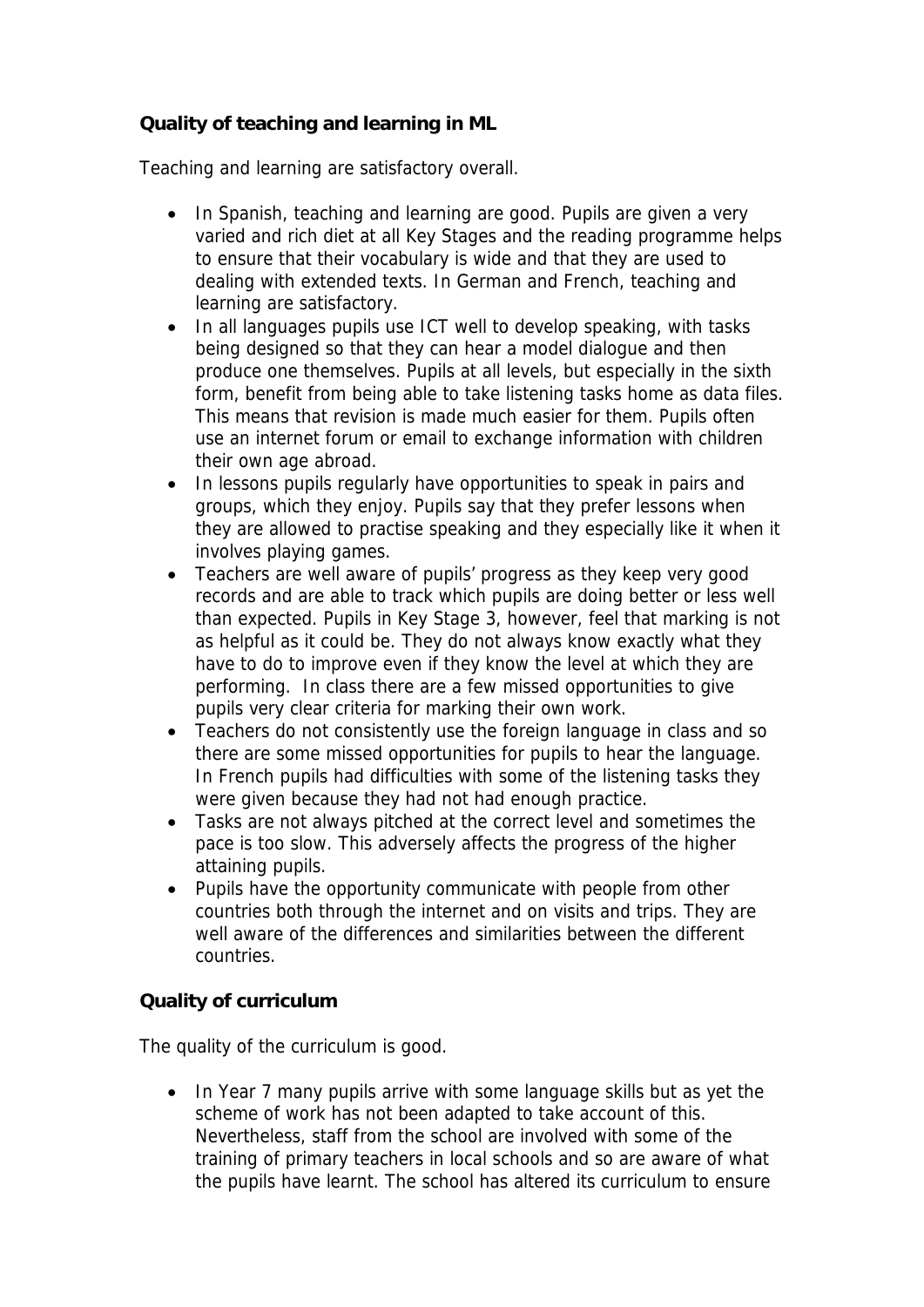**Quality of teaching and learning in ML**

Teaching and learning are satisfactory overall.

- In Spanish, teaching and learning are good. Pupils are given a very varied and rich diet at all Key Stages and the reading programme helps to ensure that their vocabulary is wide and that they are used to dealing with extended texts. In German and French, teaching and learning are satisfactory.
- In all languages pupils use ICT well to develop speaking, with tasks being designed so that they can hear a model dialogue and then produce one themselves. Pupils at all levels, but especially in the sixth form, benefit from being able to take listening tasks home as data files. This means that revision is made much easier for them. Pupils often use an internet forum or email to exchange information with children their own age abroad.
- In lessons pupils regularly have opportunities to speak in pairs and groups, which they enjoy. Pupils say that they prefer lessons when they are allowed to practise speaking and they especially like it when it involves playing games.
- Teachers are well aware of pupils' progress as they keep very good records and are able to track which pupils are doing better or less well than expected. Pupils in Key Stage 3, however, feel that marking is not as helpful as it could be. They do not always know exactly what they have to do to improve even if they know the level at which they are performing. In class there are a few missed opportunities to give pupils very clear criteria for marking their own work.
- Teachers do not consistently use the foreign language in class and so there are some missed opportunities for pupils to hear the language. In French pupils had difficulties with some of the listening tasks they were given because they had not had enough practice.
- Tasks are not always pitched at the correct level and sometimes the pace is too slow. This adversely affects the progress of the higher attaining pupils.
- Pupils have the opportunity communicate with people from other countries both through the internet and on visits and trips. They are well aware of the differences and similarities between the different countries.

**Quality of curriculum**

The quality of the curriculum is good.

- In Year 7 many pupils arrive with some language skills but as yet the scheme of work has not been adapted to take account of this. Nevertheless, staff from the school are involved with some of the training of primary teachers in local schools and so are aware of what the pupils have learnt. The school has altered its curriculum to ensure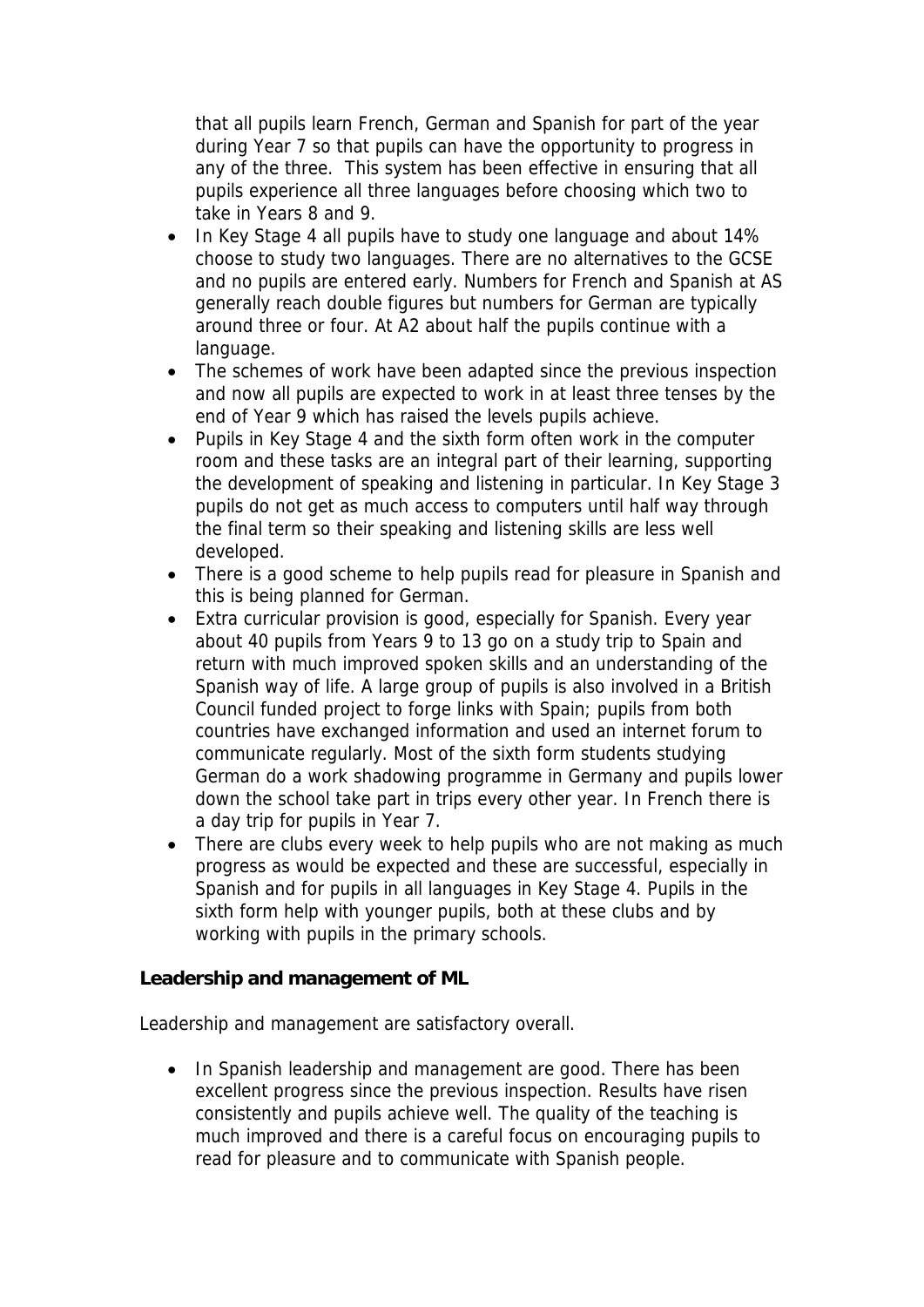that all pupils learn French, German and Spanish for part of the year during Year 7 so that pupils can have the opportunity to progress in any of the three. This system has been effective in ensuring that all pupils experience all three languages before choosing which two to take in Years 8 and 9.

- In Key Stage 4 all pupils have to study one language and about 14% choose to study two languages. There are no alternatives to the GCSE and no pupils are entered early. Numbers for French and Spanish at AS generally reach double figures but numbers for German are typically around three or four. At A2 about half the pupils continue with a language.
- The schemes of work have been adapted since the previous inspection and now all pupils are expected to work in at least three tenses by the end of Year 9 which has raised the levels pupils achieve.
- Pupils in Key Stage 4 and the sixth form often work in the computer room and these tasks are an integral part of their learning, supporting the development of speaking and listening in particular. In Key Stage 3 pupils do not get as much access to computers until half way through the final term so their speaking and listening skills are less well developed.
- There is a good scheme to help pupils read for pleasure in Spanish and this is being planned for German.
- Extra curricular provision is good, especially for Spanish. Every year about 40 pupils from Years 9 to 13 go on a study trip to Spain and return with much improved spoken skills and an understanding of the Spanish way of life. A large group of pupils is also involved in a British Council funded project to forge links with Spain; pupils from both countries have exchanged information and used an internet forum to communicate regularly. Most of the sixth form students studying German do a work shadowing programme in Germany and pupils lower down the school take part in trips every other year. In French there is a day trip for pupils in Year 7.
- There are clubs every week to help pupils who are not making as much progress as would be expected and these are successful, especially in Spanish and for pupils in all languages in Key Stage 4. Pupils in the sixth form help with younger pupils, both at these clubs and by working with pupils in the primary schools.

**Leadership and management of ML**

Leadership and management are satisfactory overall.

- In Spanish leadership and management are good. There has been excellent progress since the previous inspection. Results have risen consistently and pupils achieve well. The quality of the teaching is much improved and there is a careful focus on encouraging pupils to read for pleasure and to communicate with Spanish people.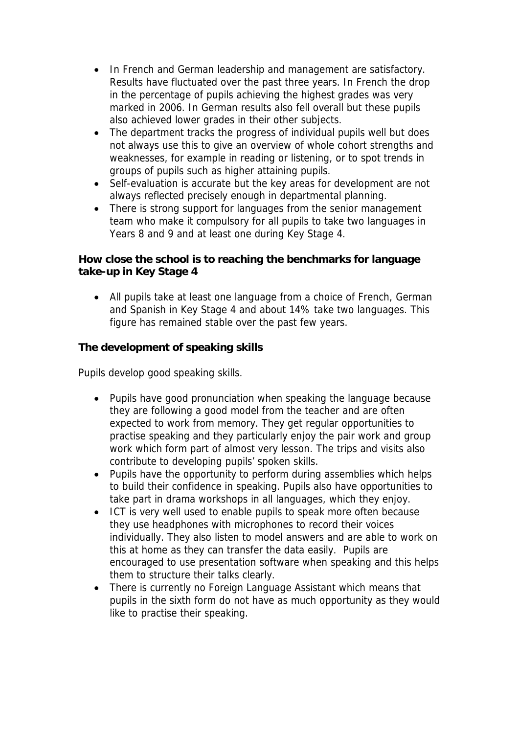- In French and German leadership and management are satisfactory. Results have fluctuated over the past three years. In French the drop in the percentage of pupils achieving the highest grades was very marked in 2006. In German results also fell overall but these pupils also achieved lower grades in their other subjects.
- The department tracks the progress of individual pupils well but does not always use this to give an overview of whole cohort strengths and weaknesses, for example in reading or listening, or to spot trends in groups of pupils such as higher attaining pupils.
- Self-evaluation is accurate but the key areas for development are not always reflected precisely enough in departmental planning.
- There is strong support for languages from the senior management team who make it compulsory for all pupils to take two languages in Years 8 and 9 and at least one during Key Stage 4.

**How close the school is to reaching the benchmarks for language take-up in Key Stage 4**

- All pupils take at least one language from a choice of French, German and Spanish in Key Stage 4 and about 14% take two languages. This figure has remained stable over the past few years.

**The development of speaking skills**

Pupils develop good speaking skills.

- Pupils have good pronunciation when speaking the language because they are following a good model from the teacher and are often expected to work from memory. They get regular opportunities to practise speaking and they particularly enjoy the pair work and group work which form part of almost very lesson. The trips and visits also contribute to developing pupils' spoken skills.
- Pupils have the opportunity to perform during assemblies which helps to build their confidence in speaking. Pupils also have opportunities to take part in drama workshops in all languages, which they enjoy.
- ICT is very well used to enable pupils to speak more often because they use headphones with microphones to record their voices individually. They also listen to model answers and are able to work on this at home as they can transfer the data easily. Pupils are encouraged to use presentation software when speaking and this helps them to structure their talks clearly.
- There is currently no Foreign Language Assistant which means that pupils in the sixth form do not have as much opportunity as they would like to practise their speaking.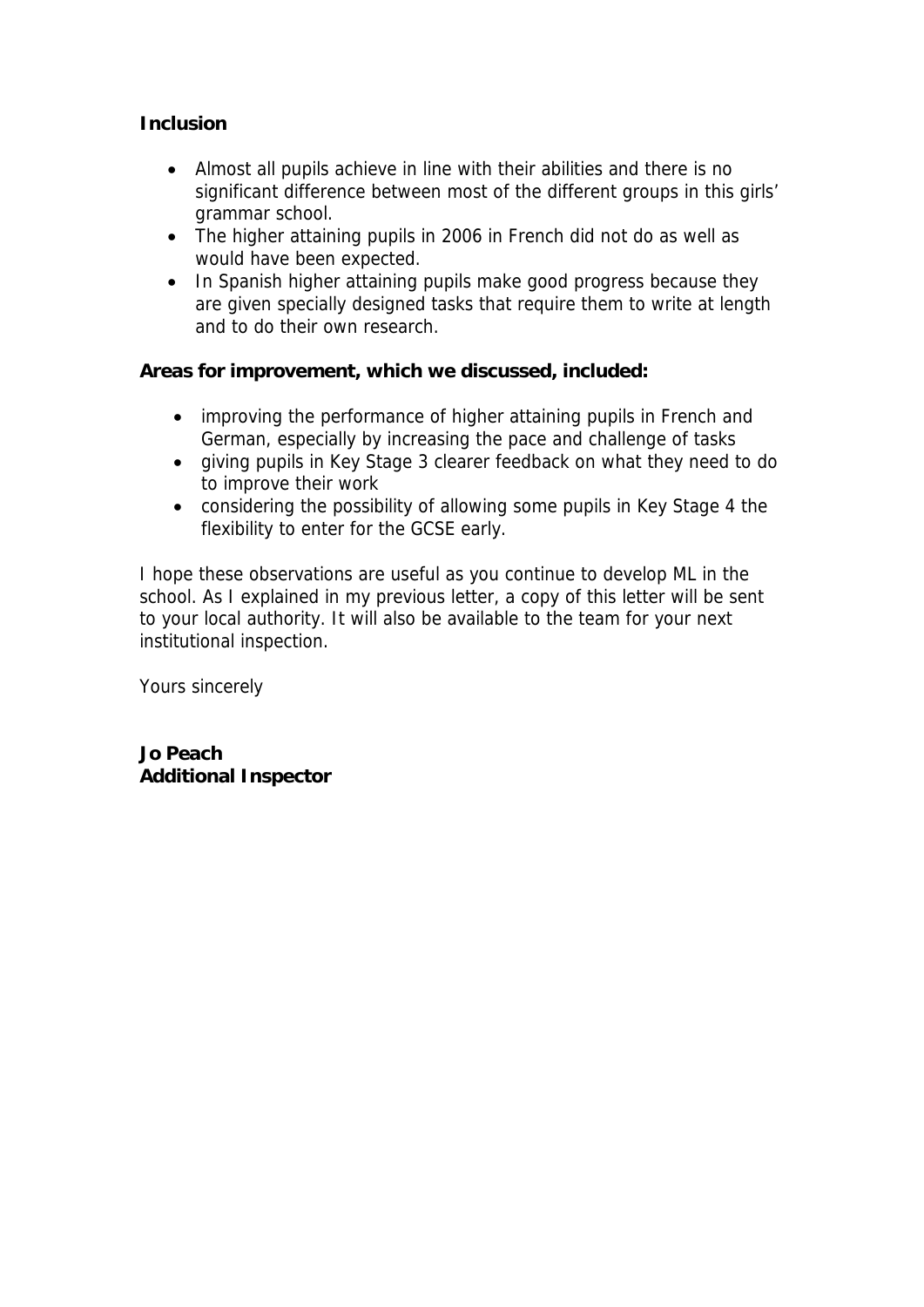**Inclusion**

- Almost all pupils achieve in line with their abilities and there is no significant difference between most of the different groups in this girls' grammar school.
- The higher attaining pupils in 2006 in French did not do as well as would have been expected.
- In Spanish higher attaining pupils make good progress because they are given specially designed tasks that require them to write at length and to do their own research.

**Areas for improvement, which we discussed, included:**

- improving the performance of higher attaining pupils in French and German, especially by increasing the pace and challenge of tasks
- giving pupils in Key Stage 3 clearer feedback on what they need to do to improve their work
- considering the possibility of allowing some pupils in Key Stage 4 the flexibility to enter for the GCSE early.

I hope these observations are useful as you continue to develop ML in the school. As I explained in my previous letter, a copy of this letter will be sent to your local authority. It will also be available to the team for your next institutional inspection.

Yours sincerely

**Jo Peach**
**Additional Inspector**